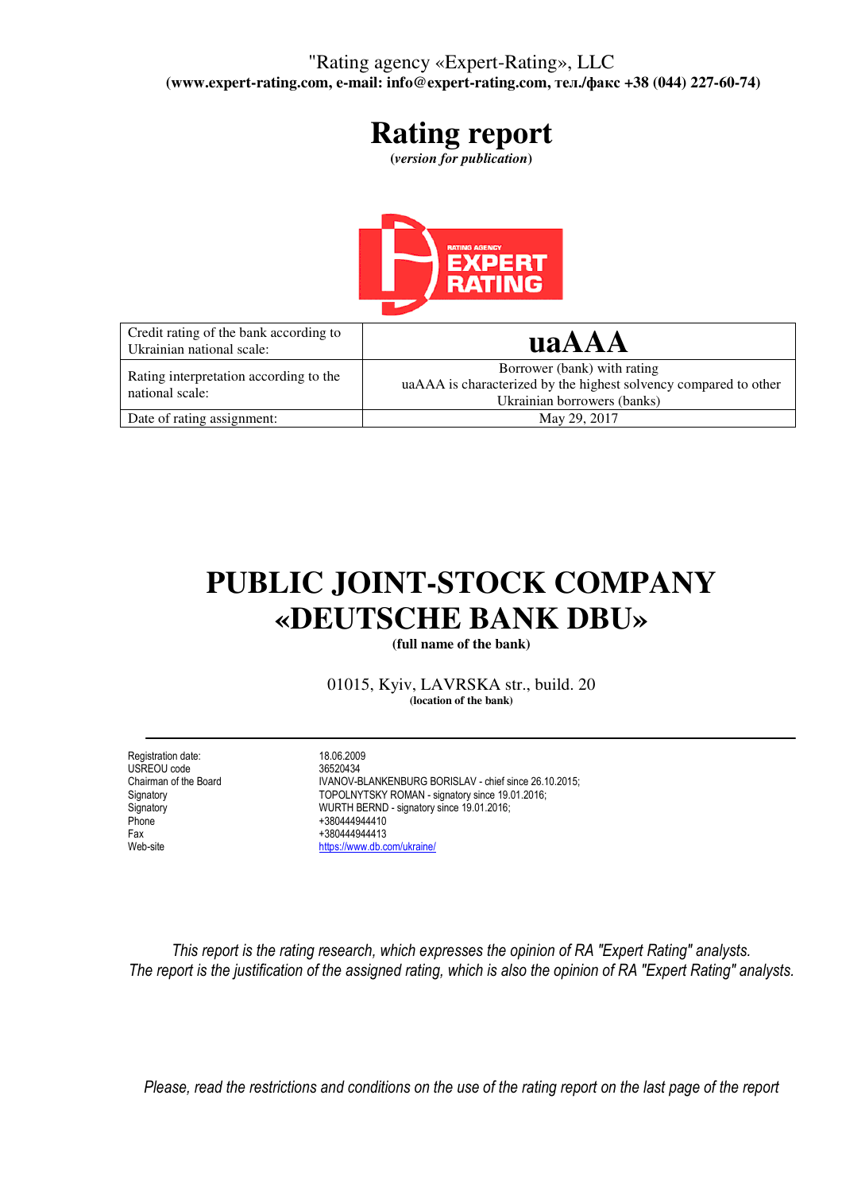"Rating agency «Expert-Rating», LLC
**(www.expert-rating.com, e-mail: info@expert-rating.com, тел./факс +38 (044) 227-60-74)**

# Rating report

***(version for publication)***

| Credit rating of the bank according to Ukrainian national scale: | **uaAAA** |
|---|---|
| Rating interpretation according to the national scale: | Borrower (bank) with rating uaAAA is characterized by the highest solvency compared to other Ukrainian borrowers (banks) |
| Date of rating assignment: | May 29, 2017 |

# PUBLIC JOINT-STOCK COMPANY «DEUTSCHE BANK DBU»

**(full name of the bank)**

01015, Kyiv, LAVRSKA str., build. 20
**(location of the bank)**

---

| | |
|---|---|
| Registration date: | 18.06.2009 |
| USREOU code | 36520434 |
| Chairman of the Board | IVANOV-BLANKENBURG BORISLAV - chief since 26.10.2015; |
| Signatory | TOPOLNYTSKY ROMAN - signatory since 19.01.2016; |
| Signatory | WURTH BERND - signatory since 19.01.2016; |
| Phone | +380444944410 |
| Fax | +380444944413 |
| Web-site | https://www.db.com/ukraine/ |

*This report is the rating research, which expresses the opinion of RA "Expert Rating" analysts.*
*The report is the justification of the assigned rating, which is also the opinion of RA "Expert Rating" analysts.*

*Please, read the restrictions and conditions on the use of the rating report on the last page of the report*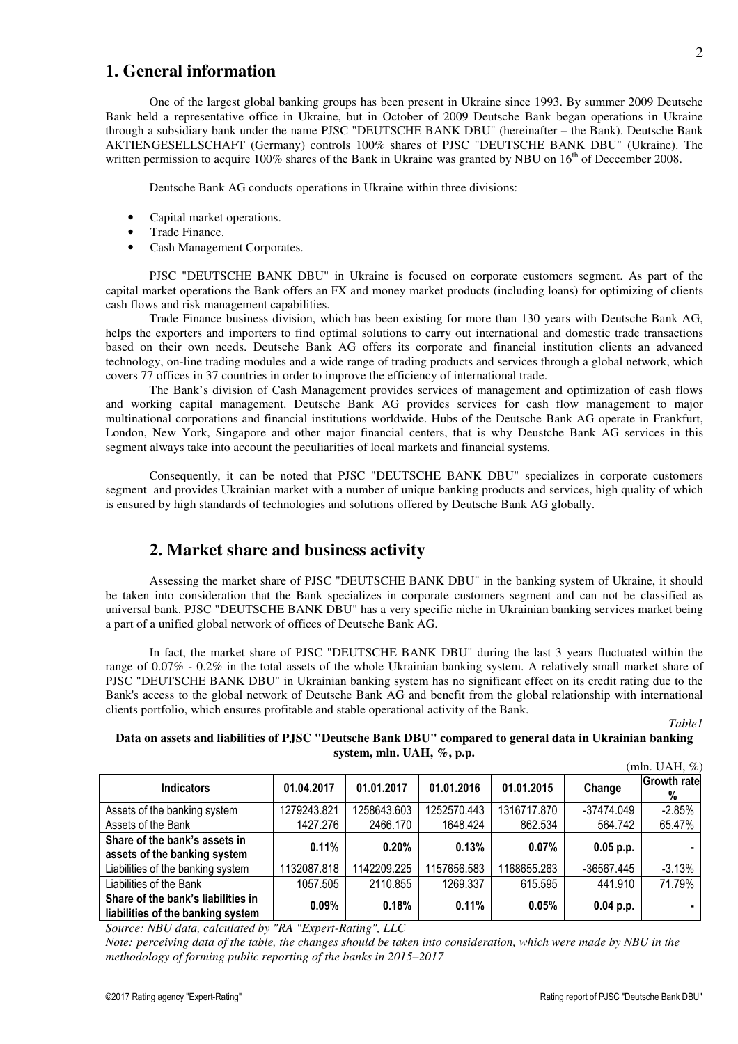## 1. General information

One of the largest global banking groups has been present in Ukraine since 1993. By summer 2009 Deutsche Bank held a representative office in Ukraine, but in October of 2009 Deutsche Bank began operations in Ukraine through a subsidiary bank under the name PJSC "DEUTSCHE BANK DBU" (hereinafter – the Bank). Deutsche Bank AKTIENGESELLSCHAFT (Germany) controls 100% shares of PJSC "DEUTSCHE BANK DBU" (Ukraine). The written permission to acquire 100% shares of the Bank in Ukraine was granted by NBU on 16th of Deccember 2008.

Deutsche Bank AG conducts operations in Ukraine within three divisions:

- Capital market operations.
- Trade Finance.
- Cash Management Corporates.

PJSC "DEUTSCHE BANK DBU" in Ukraine is focused on corporate customers segment. As part of the capital market operations the Bank offers an FX and money market products (including loans) for optimizing of clients cash flows and risk management capabilities.

Trade Finance business division, which has been existing for more than 130 years with Deutsche Bank AG, helps the exporters and importers to find optimal solutions to carry out international and domestic trade transactions based on their own needs. Deutsche Bank AG offers its corporate and financial institution clients an advanced technology, on-line trading modules and a wide range of trading products and services through a global network, which covers 77 offices in 37 countries in order to improve the efficiency of international trade.

The Bank's division of Cash Management provides services of management and optimization of cash flows and working capital management. Deutsche Bank AG provides services for cash flow management to major multinational corporations and financial institutions worldwide. Hubs of the Deutsche Bank AG operate in Frankfurt, London, New York, Singapore and other major financial centers, that is why Deustche Bank AG services in this segment always take into account the peculiarities of local markets and financial systems.

Consequently, it can be noted that PJSC "DEUTSCHE BANK DBU" specializes in corporate customers segment and provides Ukrainian market with a number of unique banking products and services, high quality of which is ensured by high standards of technologies and solutions offered by Deutsche Bank AG globally.

## 2. Market share and business activity

Assessing the market share of PJSC "DEUTSCHE BANK DBU" in the banking system of Ukraine, it should be taken into consideration that the Bank specializes in corporate customers segment and can not be classified as universal bank. PJSC "DEUTSCHE BANK DBU" has a very specific niche in Ukrainian banking services market being a part of a unified global network of offices of Deutsche Bank AG.

In fact, the market share of PJSC "DEUTSCHE BANK DBU" during the last 3 years fluctuated within the range of 0.07% - 0.2% in the total assets of the whole Ukrainian banking system. A relatively small market share of PJSC "DEUTSCHE BANK DBU" in Ukrainian banking system has no significant effect on its credit rating due to the Bank's access to the global network of Deutsche Bank AG and benefit from the global relationship with international clients portfolio, which ensures profitable and stable operational activity of the Bank.

*Table1*

**Data on assets and liabilities of PJSC "Deutsche Bank DBU" compared to general data in Ukrainian banking system, mln. UAH, %, p.p.**

(mln. UAH, %)

| Indicators | 01.04.2017 | 01.01.2017 | 01.01.2016 | 01.01.2015 | Change | Growth rate % |
|---|---|---|---|---|---|---|
| Assets of the banking system | 1279243.821 | 1258643.603 | 1252570.443 | 1316717.870 | -37474.049 | -2.85% |
| Assets of the Bank | 1427.276 | 2466.170 | 1648.424 | 862.534 | 564.742 | 65.47% |
| **Share of the bank's assets in assets of the banking system** | **0.11%** | **0.20%** | **0.13%** | **0.07%** | **0.05 p.p.** | **-** |
| Liabilities of the banking system | 1132087.818 | 1142209.225 | 1157656.583 | 1168655.263 | -36567.445 | -3.13% |
| Liabilities of the Bank | 1057.505 | 2110.855 | 1269.337 | 615.595 | 441.910 | 71.79% |
| **Share of the bank's liabilities in liabilities of the banking system** | **0.09%** | **0.18%** | **0.11%** | **0.05%** | **0.04 p.p.** | **-** |

*Source: NBU data, calculated by "RA "Expert-Rating", LLC*

*Note: perceiving data of the table, the changes should be taken into consideration, which were made by NBU in the methodology of forming public reporting of the banks in 2015–2017*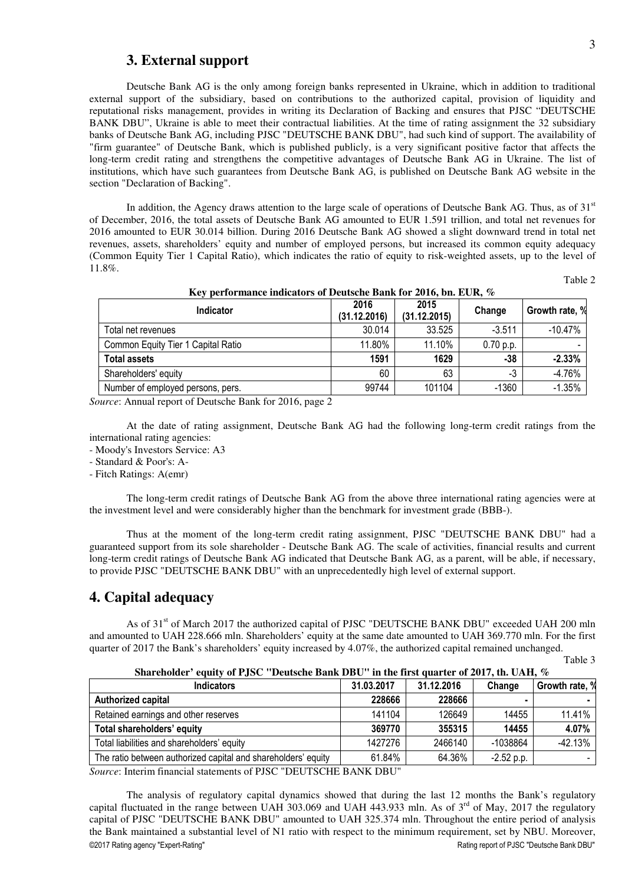## 3. External support

Deutsche Bank AG is the only among foreign banks represented in Ukraine, which in addition to traditional external support of the subsidiary, based on contributions to the authorized capital, provision of liquidity and reputational risks management, provides in writing its Declaration of Backing and ensures that PJSC "DEUTSCHE BANK DBU", Ukraine is able to meet their contractual liabilities. At the time of rating assignment the 32 subsidiary banks of Deutsche Bank AG, including PJSC "DEUTSCHE BANK DBU", had such kind of support. The availability of "firm guarantee" of Deutsche Bank, which is published publicly, is a very significant positive factor that affects the long-term credit rating and strengthens the competitive advantages of Deutsche Bank AG in Ukraine. The list of institutions, which have such guarantees from Deutsche Bank AG, is published on Deutsche Bank AG website in the section "Declaration of Backing".

In addition, the Agency draws attention to the large scale of operations of Deutsche Bank AG. Thus, as of 31st of December, 2016, the total assets of Deutsche Bank AG amounted to EUR 1.591 trillion, and total net revenues for 2016 amounted to EUR 30.014 billion. During 2016 Deutsche Bank AG showed a slight downward trend in total net revenues, assets, shareholders' equity and number of employed persons, but increased its common equity adequacy (Common Equity Tier 1 Capital Ratio), which indicates the ratio of equity to risk-weighted assets, up to the level of 11.8%.

Table 2

**Key performance indicators of Deutsche Bank for 2016, bn. EUR, %**

| Indicator | 2016 (31.12.2016) | 2015 (31.12.2015) | Change | Growth rate, % |
|---|---|---|---|---|
| Total net revenues | 30.014 | 33.525 | -3.511 | -10.47% |
| Common Equity Tier 1 Capital Ratio | 11.80% | 11.10% | 0.70 p.p. | - |
| **Total assets** | **1591** | **1629** | **-38** | **-2.33%** |
| Shareholders' equity | 60 | 63 | -3 | -4.76% |
| Number of employed persons, pers. | 99744 | 101104 | -1360 | -1.35% |

*Source*: Annual report of Deutsche Bank for 2016, page 2

At the date of rating assignment, Deutsche Bank AG had the following long-term credit ratings from the international rating agencies:
- Moody's Investors Service: A3
- Standard & Poor's: A-
- Fitch Ratings: A(emr)

The long-term credit ratings of Deutsche Bank AG from the above three international rating agencies were at the investment level and were considerably higher than the benchmark for investment grade (BBB-).

Thus at the moment of the long-term credit rating assignment, PJSC "DEUTSCHE BANK DBU" had a guaranteed support from its sole shareholder - Deutsche Bank AG. The scale of activities, financial results and current long-term credit ratings of Deutsche Bank AG indicated that Deutsche Bank AG, as a parent, will be able, if necessary, to provide PJSC "DEUTSCHE BANK DBU" with an unprecedentedly high level of external support.

## 4. Capital adequacy

As of 31st of March 2017 the authorized capital of PJSC "DEUTSCHE BANK DBU" exceeded UAH 200 mln and amounted to UAH 228.666 mln. Shareholders' equity at the same date amounted to UAH 369.770 mln. For the first quarter of 2017 the Bank's shareholders' equity increased by 4.07%, the authorized capital remained unchanged.

Table 3

**Shareholder' equity of PJSC "Deutsche Bank DBU" in the first quarter of 2017, th. UAH, %**

| Indicators | 31.03.2017 | 31.12.2016 | Change | Growth rate, % |
|---|---|---|---|---|
| **Authorized capital** | **228666** | **228666** | **-** | **-** |
| Retained earnings and other reserves | 141104 | 126649 | 14455 | 11.41% |
| **Total shareholders' equity** | **369770** | **355315** | **14455** | **4.07%** |
| Total liabilities and shareholders' equity | 1427276 | 2466140 | -1038864 | -42.13% |
| The ratio between authorized capital and shareholders' equity | 61.84% | 64.36% | -2.52 p.p. | - |

*Source*: Interim financial statements of PJSC "DEUTSCHE BANK DBU"

The analysis of regulatory capital dynamics showed that during the last 12 months the Bank's regulatory capital fluctuated in the range between UAH 303.069 and UAH 443.933 mln. As of 3rd of May, 2017 the regulatory capital of PJSC "DEUTSCHE BANK DBU" amounted to UAH 325.374 mln. Throughout the entire period of analysis the Bank maintained a substantial level of N1 ratio with respect to the minimum requirement, set by NBU. Moreover,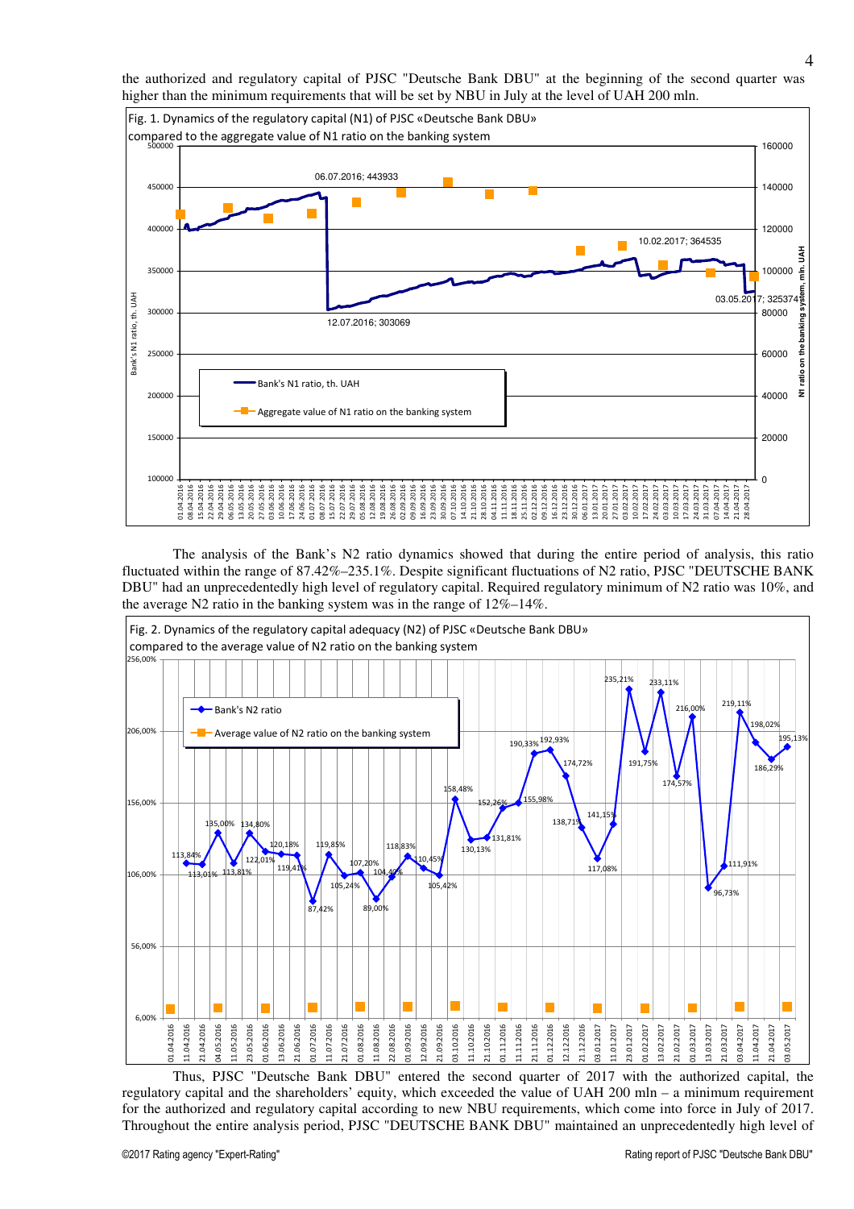the authorized and regulatory capital of PJSC "Deutsche Bank DBU" at the beginning of the second quarter was higher than the minimum requirements that will be set by NBU in July at the level of UAH 200 mln.

Fig. 1. Dynamics of the regulatory capital (N1) of PJSC «Deutsche Bank DBU» compared to the aggregate value of N1 ratio on the banking system

The analysis of the Bank's N2 ratio dynamics showed that during the entire period of analysis, this ratio fluctuated within the range of 87.42%–235.1%. Despite significant fluctuations of N2 ratio, PJSC "DEUTSCHE BANK DBU" had an unprecedentedly high level of regulatory capital. Required regulatory minimum of N2 ratio was 10%, and the average N2 ratio in the banking system was in the range of 12%–14%.

Fig. 2. Dynamics of the regulatory capital adequacy (N2) of PJSC «Deutsche Bank DBU» compared to the average value of N2 ratio on the banking system

Thus, PJSC "Deutsche Bank DBU" entered the second quarter of 2017 with the authorized capital, the regulatory capital and the shareholders' equity, which exceeded the value of UAH 200 mln – a minimum requirement for the authorized and regulatory capital according to new NBU requirements, which come into force in July of 2017. Throughout the entire analysis period, PJSC "DEUTSCHE BANK DBU" maintained an unprecedentedly high level of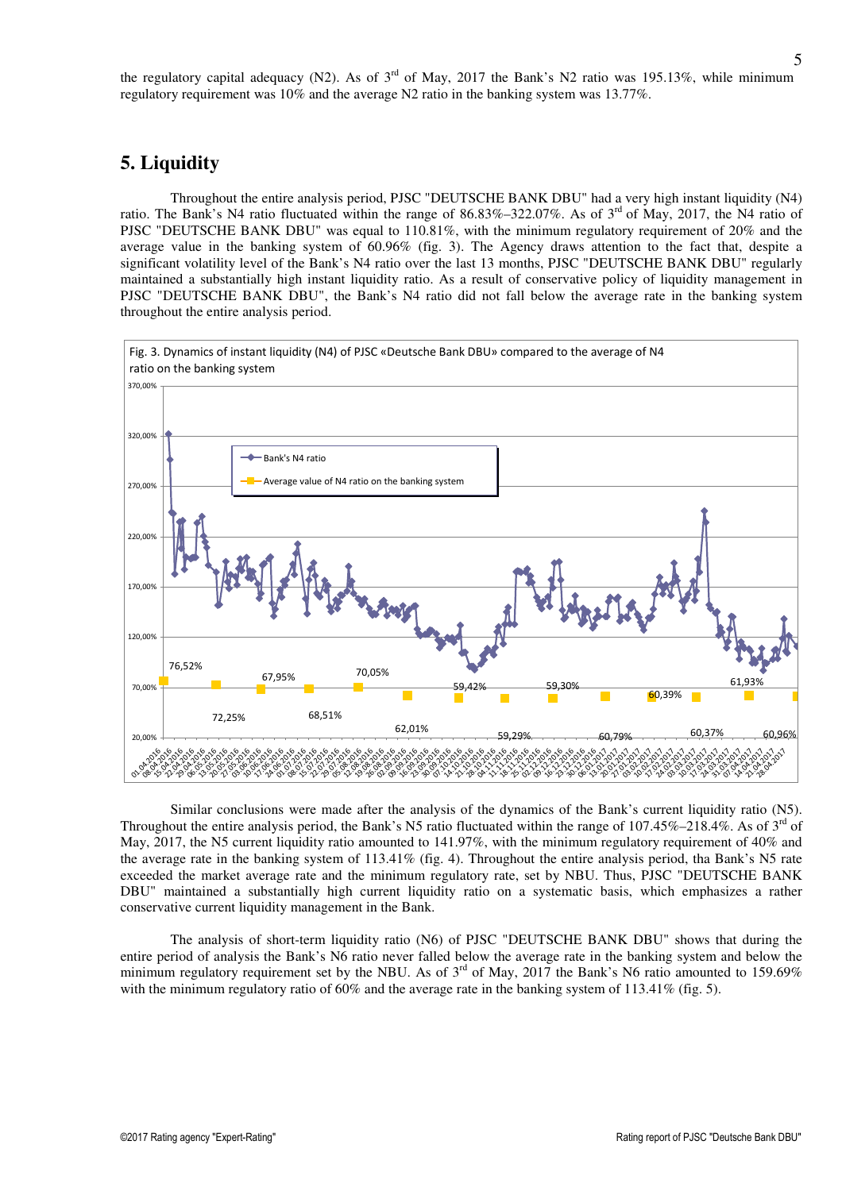the regulatory capital adequacy (N2). As of 3rd of May, 2017 the Bank's N2 ratio was 195.13%, while minimum regulatory requirement was 10% and the average N2 ratio in the banking system was 13.77%.

## 5. Liquidity

Throughout the entire analysis period, PJSC "DEUTSCHE BANK DBU" had a very high instant liquidity (N4) ratio. The Bank's N4 ratio fluctuated within the range of 86.83%–322.07%. As of 3rd of May, 2017, the N4 ratio of PJSC "DEUTSCHE BANK DBU" was equal to 110.81%, with the minimum regulatory requirement of 20% and the average value in the banking system of 60.96% (fig. 3). The Agency draws attention to the fact that, despite a significant volatility level of the Bank's N4 ratio over the last 13 months, PJSC "DEUTSCHE BANK DBU" regularly maintained a substantially high instant liquidity ratio. As a result of conservative policy of liquidity management in PJSC "DEUTSCHE BANK DBU", the Bank's N4 ratio did not fall below the average rate in the banking system throughout the entire analysis period.

Fig. 3. Dynamics of instant liquidity (N4) of PJSC «Deutsche Bank DBU» compared to the average of N4 ratio on the banking system

Similar conclusions were made after the analysis of the dynamics of the Bank's current liquidity ratio (N5). Throughout the entire analysis period, the Bank's N5 ratio fluctuated within the range of 107.45%–218.4%. As of 3rd of May, 2017, the N5 current liquidity ratio amounted to 141.97%, with the minimum regulatory requirement of 40% and the average rate in the banking system of 113.41% (fig. 4). Throughout the entire analysis period, tha Bank's N5 rate exceeded the market average rate and the minimum regulatory rate, set by NBU. Thus, PJSC "DEUTSCHE BANK DBU" maintained a substantially high current liquidity ratio on a systematic basis, which emphasizes a rather conservative current liquidity management in the Bank.

The analysis of short-term liquidity ratio (N6) of PJSC "DEUTSCHE BANK DBU" shows that during the entire period of analysis the Bank's N6 ratio never falled below the average rate in the banking system and below the minimum regulatory requirement set by the NBU. As of 3rd of May, 2017 the Bank's N6 ratio amounted to 159.69% with the minimum regulatory ratio of 60% and the average rate in the banking system of 113.41% (fig. 5).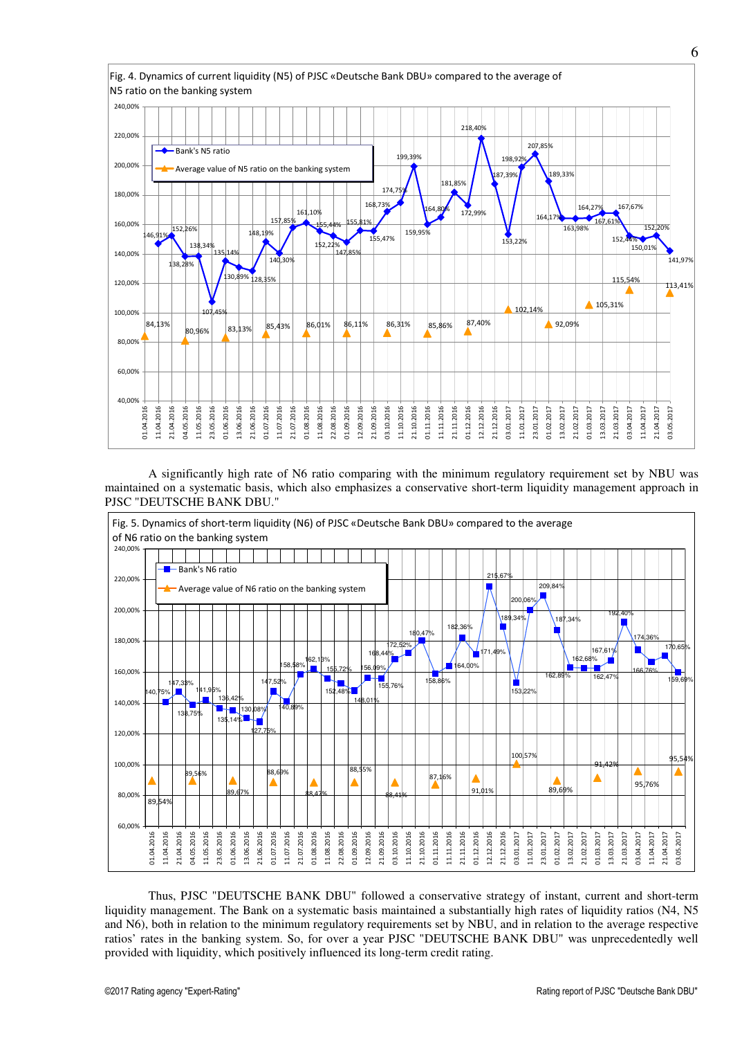Fig. 4. Dynamics of current liquidity (N5) of PJSC «Deutsche Bank DBU» compared to the average of N5 ratio on the banking system

A significantly high rate of N6 ratio comparing with the minimum regulatory requirement set by NBU was maintained on a systematic basis, which also emphasizes a conservative short-term liquidity management approach in PJSC "DEUTSCHE BANK DBU."

Fig. 5. Dynamics of short-term liquidity (N6) of PJSC «Deutsche Bank DBU» compared to the average of N6 ratio on the banking system

Thus, PJSC "DEUTSCHE BANK DBU" followed a conservative strategy of instant, current and short-term liquidity management. The Bank on a systematic basis maintained a substantially high rates of liquidity ratios (N4, N5 and N6), both in relation to the minimum regulatory requirements set by NBU, and in relation to the average respective ratios' rates in the banking system. So, for over a year PJSC "DEUTSCHE BANK DBU" was unprecedentedly well provided with liquidity, which positively influenced its long-term credit rating.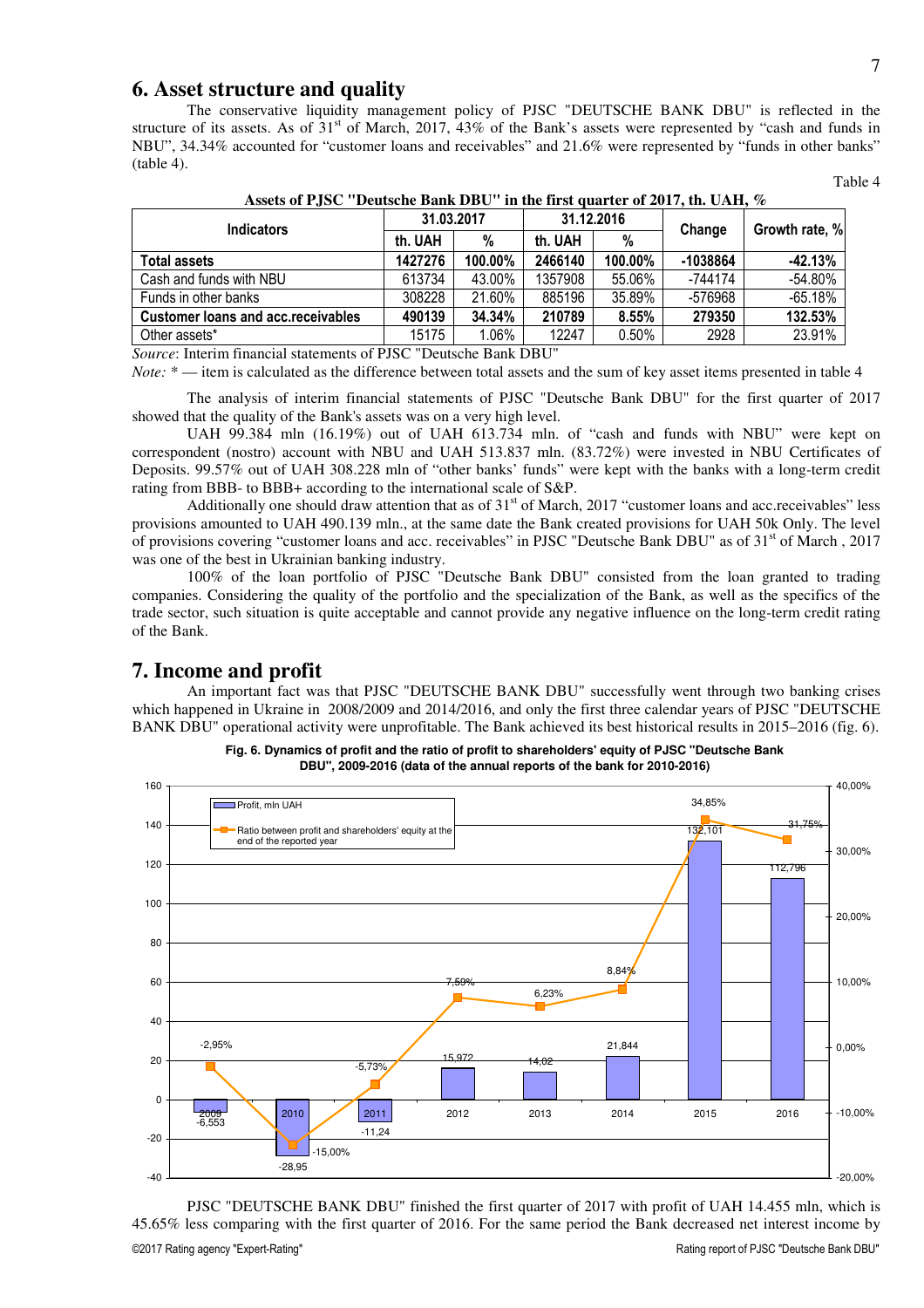## 6. Asset structure and quality

The conservative liquidity management policy of PJSC "DEUTSCHE BANK DBU" is reflected in the structure of its assets. As of 31st of March, 2017, 43% of the Bank's assets were represented by "cash and funds in NBU", 34.34% accounted for "customer loans and receivables" and 21.6% were represented by "funds in other banks" (table 4).

Table 4

**Assets of PJSC "Deutsche Bank DBU" in the first quarter of 2017, th. UAH, %**

| Indicators | 31.03.2017 | | 31.12.2016 | | Change | Growth rate, % |
|---|---|---|---|---|---|---|
| | th. UAH | % | th. UAH | % | | |
| **Total assets** | **1427276** | **100.00%** | **2466140** | **100.00%** | **-1038864** | **-42.13%** |
| Cash and funds with NBU | 613734 | 43.00% | 1357908 | 55.06% | -744174 | -54.80% |
| Funds in other banks | 308228 | 21.60% | 885196 | 35.89% | -576968 | -65.18% |
| **Customer loans and acc.receivables** | **490139** | **34.34%** | **210789** | **8.55%** | **279350** | **132.53%** |
| Other assets* | 15175 | 1.06% | 12247 | 0.50% | 2928 | 23.91% |

*Source*: Interim financial statements of PJSC "Deutsche Bank DBU"

*Note:* * — item is calculated as the difference between total assets and the sum of key asset items presented in table 4

The analysis of interim financial statements of PJSC "Deutsche Bank DBU" for the first quarter of 2017 showed that the quality of the Bank's assets was on a very high level.

UAH 99.384 mln (16.19%) out of UAH 613.734 mln. of "cash and funds with NBU" were kept on correspondent (nostro) account with NBU and UAH 513.837 mln. (83.72%) were invested in NBU Certificates of Deposits. 99.57% out of UAH 308.228 mln of "other banks' funds" were kept with the banks with a long-term credit rating from BBB- to BBB+ according to the international scale of S&P.

Additionally one should draw attention that as of 31st of March, 2017 "customer loans and acc.receivables" less provisions amounted to UAH 490.139 mln., at the same date the Bank created provisions for UAH 50k Only. The level of provisions covering "customer loans and acc. receivables" in PJSC "Deutsche Bank DBU" as of 31st of March , 2017 was one of the best in Ukrainian banking industry.

100% of the loan portfolio of PJSC "Deutsche Bank DBU" consisted from the loan granted to trading companies. Considering the quality of the portfolio and the specialization of the Bank, as well as the specifics of the trade sector, such situation is quite acceptable and cannot provide any negative influence on the long-term credit rating of the Bank.

## 7. Income and profit

An important fact was that PJSC "DEUTSCHE BANK DBU" successfully went through two banking crises which happened in Ukraine in 2008/2009 and 2014/2016, and only the first three calendar years of PJSC "DEUTSCHE BANK DBU" operational activity were unprofitable. The Bank achieved its best historical results in 2015–2016 (fig. 6).

**Fig. 6. Dynamics of profit and the ratio of profit to shareholders' equity of PJSC "Deutsche Bank DBU", 2009-2016 (data of the annual reports of the bank for 2010-2016)**

| Year | Profit, mln UAH | Ratio between profit and shareholders' equity at the end of the reported year |
|---|---|---|
| 2009 | -6,553 | -2,95% |
| 2010 | -28,95 | -15,00% |
| 2011 | -11,24 | -5,73% |
| 2012 | 15,972 | 7,59% |
| 2013 | 14,02 | 6,23% |
| 2014 | 21,844 | 8,84% |
| 2015 | 132,101 | 34,85% |
| 2016 | 112,796 | 31,75% |

PJSC "DEUTSCHE BANK DBU" finished the first quarter of 2017 with profit of UAH 14.455 mln, which is 45.65% less comparing with the first quarter of 2016. For the same period the Bank decreased net interest income by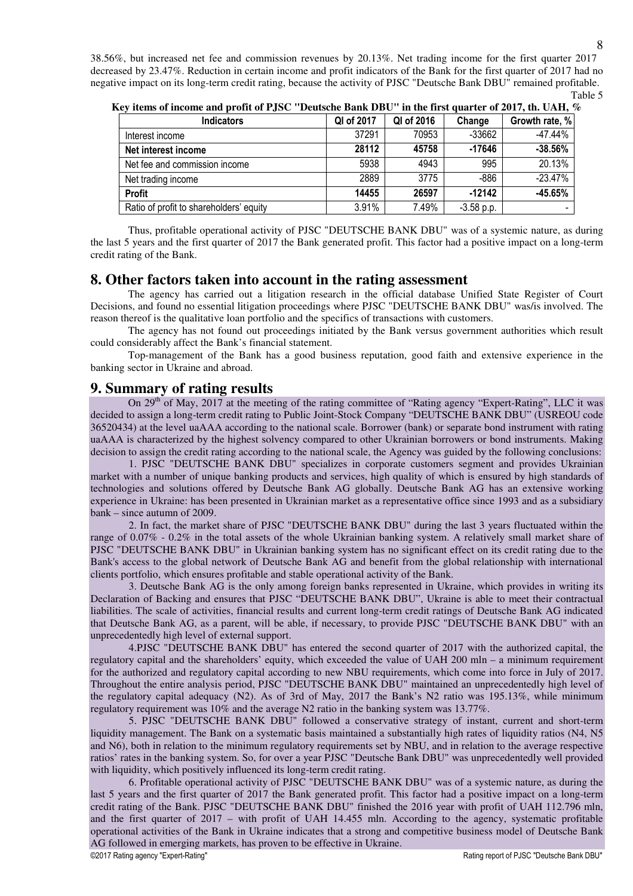38.56%, but increased net fee and commission revenues by 20.13%. Net trading income for the first quarter 2017 decreased by 23.47%. Reduction in certain income and profit indicators of the Bank for the first quarter of 2017 had no negative impact on its long-term credit rating, because the activity of PJSC "Deutsche Bank DBU" remained profitable.

Table 5

**Key items of income and profit of PJSC "Deutsche Bank DBU" in the first quarter of 2017, th. UAH, %**

| Indicators | QI of 2017 | QI of 2016 | Change | Growth rate, % |
|---|---|---|---|---|
| Interest income | 37291 | 70953 | -33662 | -47.44% |
| **Net interest income** | **28112** | **45758** | **-17646** | **-38.56%** |
| Net fee and commission income | 5938 | 4943 | 995 | 20.13% |
| Net trading income | 2889 | 3775 | -886 | -23.47% |
| **Profit** | **14455** | **26597** | **-12142** | **-45.65%** |
| Ratio of profit to shareholders' equity | 3.91% | 7.49% | -3.58 p.p. | - |

Thus, profitable operational activity of PJSC "DEUTSCHE BANK DBU" was of a systemic nature, as during the last 5 years and the first quarter of 2017 the Bank generated profit. This factor had a positive impact on a long-term credit rating of the Bank.

## 8. Other factors taken into account in the rating assessment

The agency has carried out a litigation research in the official database Unified State Register of Court Decisions, and found no essential litigation proceedings where PJSC "DEUTSCHE BANK DBU" was/is involved. The reason thereof is the qualitative loan portfolio and the specifics of transactions with customers.

The agency has not found out proceedings initiated by the Bank versus government authorities which result could considerably affect the Bank's financial statement.

Top-management of the Bank has a good business reputation, good faith and extensive experience in the banking sector in Ukraine and abroad.

## 9. Summary of rating results

On 29th of May, 2017 at the meeting of the rating committee of "Rating agency "Expert-Rating", LLC it was decided to assign a long-term credit rating to Public Joint-Stock Company "DEUTSCHE BANK DBU" (USREOU code 36520434) at the level uaAAA according to the national scale. Borrower (bank) or separate bond instrument with rating uaAAA is characterized by the highest solvency compared to other Ukrainian borrowers or bond instruments. Making decision to assign the credit rating according to the national scale, the Agency was guided by the following conclusions:

1. PJSC "DEUTSCHE BANK DBU" specializes in corporate customers segment and provides Ukrainian market with a number of unique banking products and services, high quality of which is ensured by high standards of technologies and solutions offered by Deutsche Bank AG globally. Deutsche Bank AG has an extensive working experience in Ukraine: has been presented in Ukrainian market as a representative office since 1993 and as a subsidiary bank – since autumn of 2009.

2. In fact, the market share of PJSC "DEUTSCHE BANK DBU" during the last 3 years fluctuated within the range of 0.07% - 0.2% in the total assets of the whole Ukrainian banking system. A relatively small market share of PJSC "DEUTSCHE BANK DBU" in Ukrainian banking system has no significant effect on its credit rating due to the Bank's access to the global network of Deutsche Bank AG and benefit from the global relationship with international clients portfolio, which ensures profitable and stable operational activity of the Bank.

3. Deutsche Bank AG is the only among foreign banks represented in Ukraine, which provides in writing its Declaration of Backing and ensures that PJSC "DEUTSCHE BANK DBU", Ukraine is able to meet their contractual liabilities. The scale of activities, financial results and current long-term credit ratings of Deutsche Bank AG indicated that Deutsche Bank AG, as a parent, will be able, if necessary, to provide PJSC "DEUTSCHE BANK DBU" with an unprecedentedly high level of external support.

4.PJSC "DEUTSCHE BANK DBU" has entered the second quarter of 2017 with the authorized capital, the regulatory capital and the shareholders' equity, which exceeded the value of UAH 200 mln – a minimum requirement for the authorized and regulatory capital according to new NBU requirements, which come into force in July of 2017. Throughout the entire analysis period, PJSC "DEUTSCHE BANK DBU" maintained an unprecedentedly high level of the regulatory capital adequacy (N2). As of 3rd of May, 2017 the Bank's N2 ratio was 195.13%, while minimum regulatory requirement was 10% and the average N2 ratio in the banking system was 13.77%.

5. PJSC "DEUTSCHE BANK DBU" followed a conservative strategy of instant, current and short-term liquidity management. The Bank on a systematic basis maintained a substantially high rates of liquidity ratios (N4, N5 and N6), both in relation to the minimum regulatory requirements set by NBU, and in relation to the average respective ratios' rates in the banking system. So, for over a year PJSC "Deutsche Bank DBU" was unprecedentedly well provided with liquidity, which positively influenced its long-term credit rating.

6. Profitable operational activity of PJSC "DEUTSCHE BANK DBU" was of a systemic nature, as during the last 5 years and the first quarter of 2017 the Bank generated profit. This factor had a positive impact on a long-term credit rating of the Bank. PJSC "DEUTSCHE BANK DBU" finished the 2016 year with profit of UAH 112.796 mln, and the first quarter of 2017 – with profit of UAH 14.455 mln. According to the agency, systematic profitable operational activities of the Bank in Ukraine indicates that a strong and competitive business model of Deutsche Bank AG followed in emerging markets, has proven to be effective in Ukraine.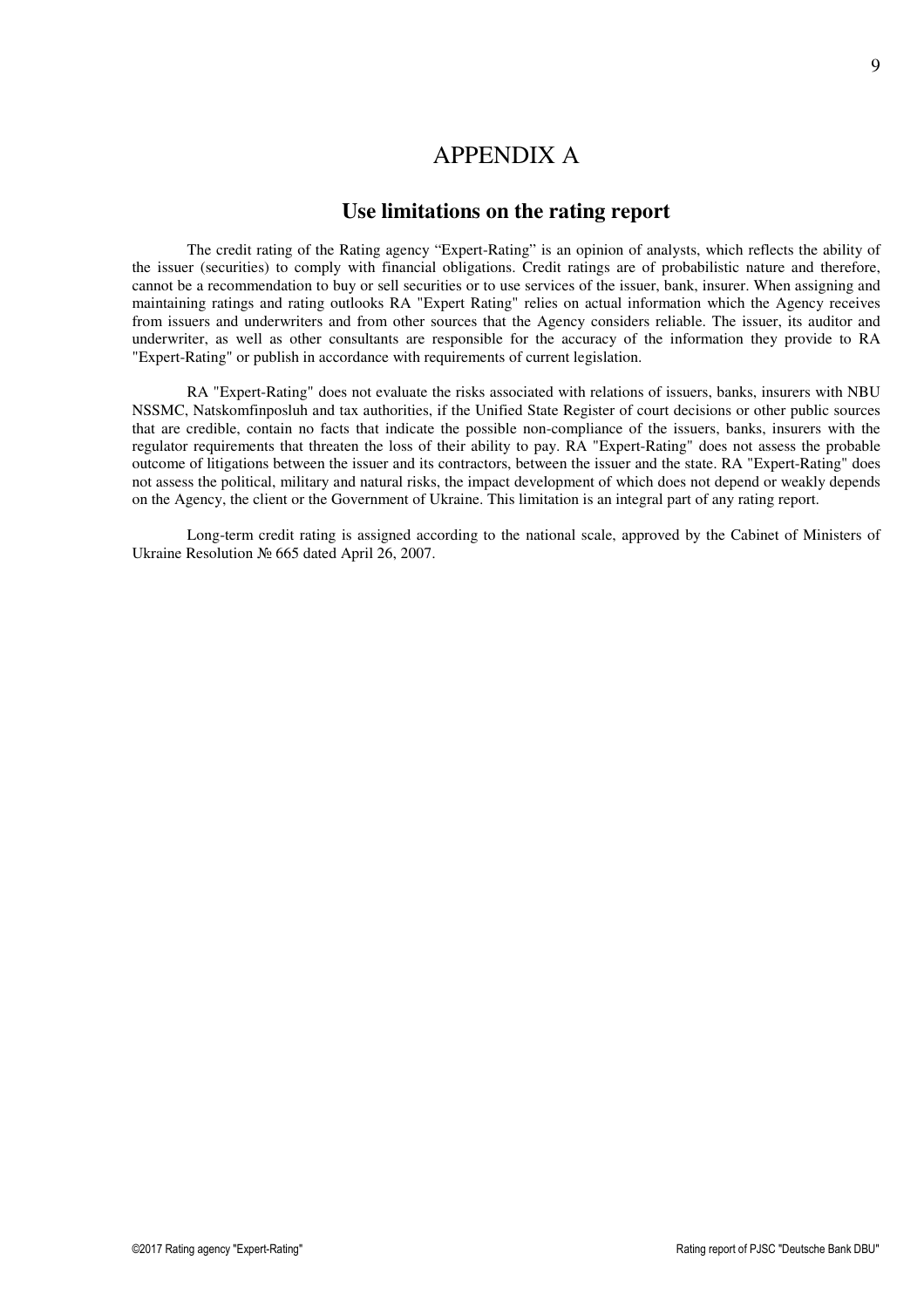# APPENDIX A

## Use limitations on the rating report

The credit rating of the Rating agency “Expert-Rating” is an opinion of analysts, which reflects the ability of the issuer (securities) to comply with financial obligations. Credit ratings are of probabilistic nature and therefore, cannot be a recommendation to buy or sell securities or to use services of the issuer, bank, insurer. When assigning and maintaining ratings and rating outlooks RA "Expert Rating" relies on actual information which the Agency receives from issuers and underwriters and from other sources that the Agency considers reliable. The issuer, its auditor and underwriter, as well as other consultants are responsible for the accuracy of the information they provide to RA "Expert-Rating" or publish in accordance with requirements of current legislation.

RA "Expert-Rating" does not evaluate the risks associated with relations of issuers, banks, insurers with NBU NSSMC, Natskomfinposluh and tax authorities, if the Unified State Register of court decisions or other public sources that are credible, contain no facts that indicate the possible non-compliance of the issuers, banks, insurers with the regulator requirements that threaten the loss of their ability to pay. RA "Expert-Rating" does not assess the probable outcome of litigations between the issuer and its contractors, between the issuer and the state. RA "Expert-Rating" does not assess the political, military and natural risks, the impact development of which does not depend or weakly depends on the Agency, the client or the Government of Ukraine. This limitation is an integral part of any rating report.

Long-term credit rating is assigned according to the national scale, approved by the Cabinet of Ministers of Ukraine Resolution № 665 dated April 26, 2007.